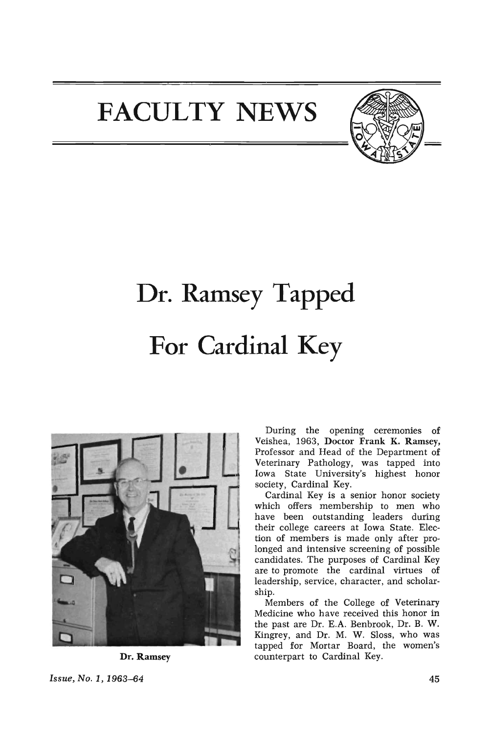# FACULTY NEWS

## Dr. Ramsey Tapped For Cardinal Key

Dr. Ramsey

During the opening ceremonies of Veishea, 1963, **Doctor Frank K. Ramsey,** Professor and Head of the Department of Veterinary Pathology, was tapped into Iowa State University's highest honor society, Cardinal Key.

Cardinal Key is a senior honor society which offers membership to men who have been outstanding leaders during their college careers at Iowa State. Election of members is made only after prolonged and intensive screening of possible candidates. The purposes of Cardinal Key are to promote the cardinal virtues of leadership, service, character, and scholarship.

Members of the College of Veterinary Medicine who have received this honor in the past are Dr. E.A. Benbrook, Dr. B. W. Kingrey, and Dr. M. W. Sloss, who was tapped for Mortar Board, the women's counterpart to Cardinal Key.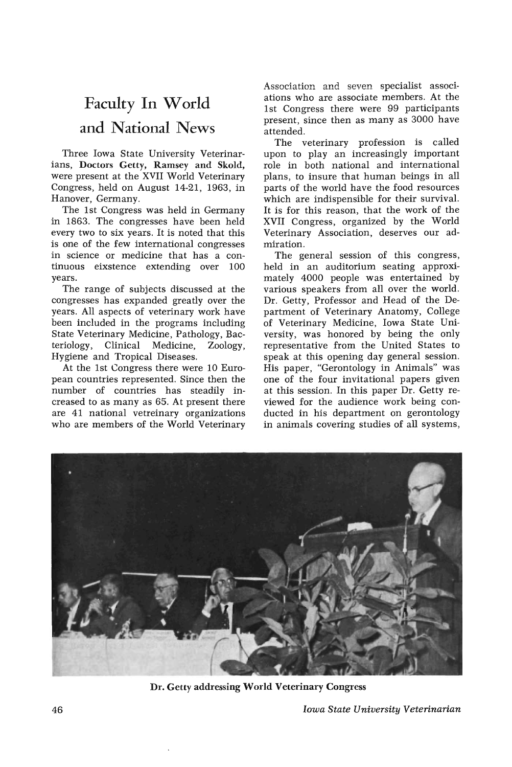# Faculty In World and National News

Three Iowa State University Veterinarians, **Doctors Getty, Ramsey and Skold,** were present at the XVII World Veterinary Congress, held on August 14-21, 1963, in Hanover, Germany.

The 1st Congress was held in Germany in 1863. The congresses have been held every two to six years. It is noted that this is one of the few international congresses in science or medicine that has a continuous eixstence extending over 100 years.

The range of subjects discussed at the congresses has expanded greatly over the years. All aspects of veterinary work have been included in the programs including State Veterinary Medicine, Pathology, Bacteriology, Clinical Medicine, Zoology, Hygiene and Tropical Diseases.

At the 1st Congress there were 10 European countries represented. Since then the number of countries has steadily increased to as many as 65. At present there are 41 national vetreinary organizations who are members of the World Veterinary Association and seven specialist associations who are associate members. At the 1st Congress there were 99 participants present, since then as many as 3000 have attended.

The veterinary profession is called upon to play an increasingly important role in both national and international plans, to insure that human beings in all parts of the world have the food resources which are indispensible for their survival. It is for this reason, that the work of the XVII Congress, organized by the World Veterinary Association, deserves our admiration.

The general session of this congress, held in an auditorium seating approximately 4000 people was entertained by various speakers from all over the world. Dr. Getty, Professor and Head of the Department of Veterinary Anatomy, College of Veterinary Medicine, Iowa State University, was honored by being the only representative from the United States to speak at this opening day general session. His paper, "Gerontology in Animals" was one of the four invitational papers given at this session. In this paper Dr. Getty reviewed for the audience work being conducted in his department on gerontology in animals covering studies of all systems,

**Dr. Getty addressing World Veterinary Congress**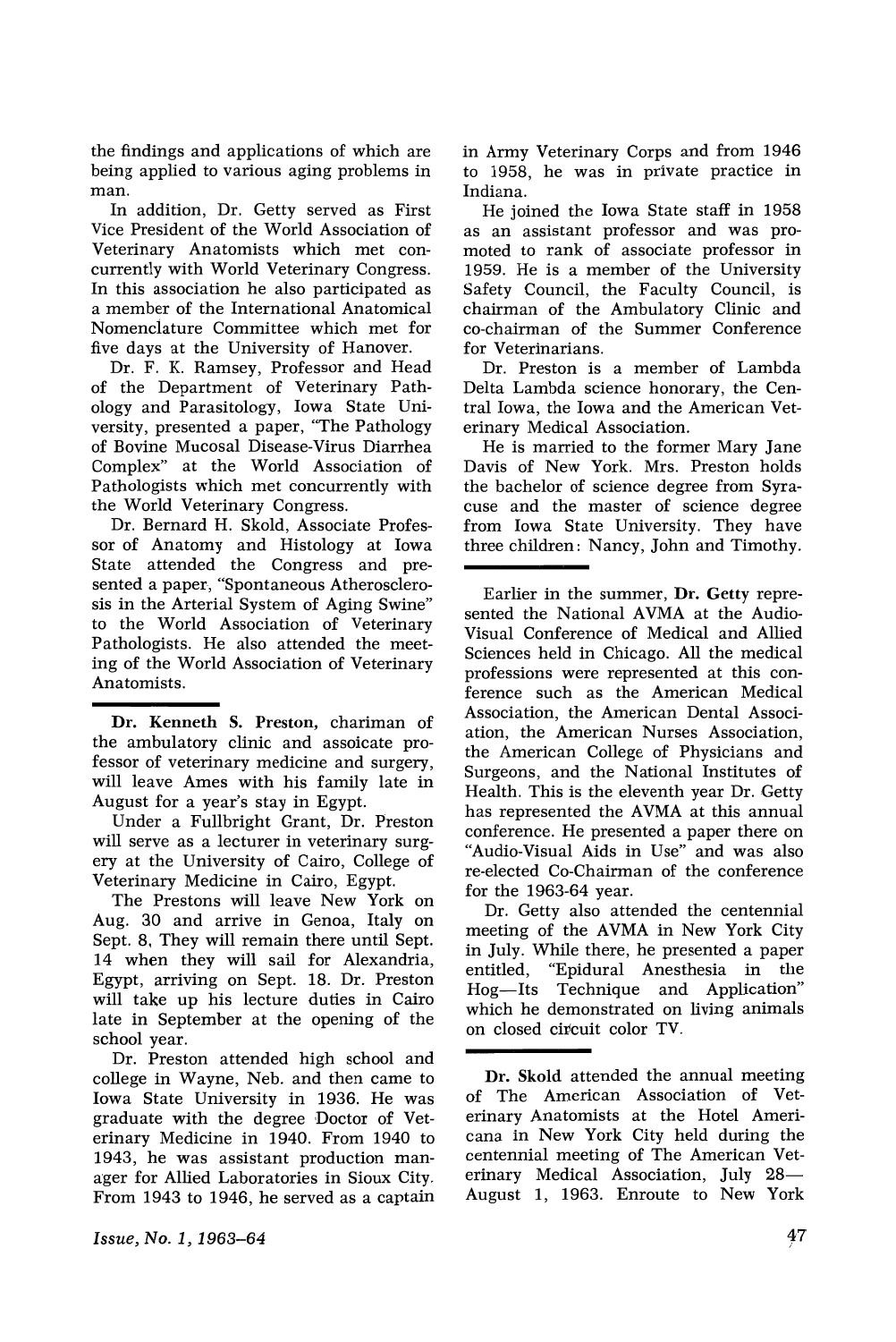the findings and applications of which are being applied to various aging problems in man.

In addition, Dr. Getty served as First Vice President of the World Association of Veterinary Anatomists which met concurrently with World Veterinary Congress. In this association he also participated as a member of the International Anatomical Nomenclature Committee which met for five days at the University of Hanover.

Dr. F. K. Ramsey, Professor and Head of the Department of Veterinary Pathology and Parasitology, Iowa State University, presented a paper, "The Pathology of Bovine Mucosal Disease-Virus Diarrhea Complex" at the World Association of Pathologists which met concurrently with the World Veterinary Congress.

Dr. Bernard H. Skold, Associate Professor of Anatomy and Histology at Iowa State attended the Congress and presented a paper, "Spontaneous Atherosclerosis in the Arterial System of Aging Swine" to the World Association of Veterinary Pathologists. He also attended the meeting of the World Association of Veterinary Anatomists.

---

**Dr. Kenneth S. Preston,** chariman of the ambulatory clinic and assoicate professor of veterinary medicine and surgery, will leave Ames with his family late in August for a year's stay in Egypt.

Under a Fullbright Grant, Dr. Preston will serve as a lecturer in veterinary surgery at the University of Cairo, College of Veterinary Medicine in Cairo, Egypt.

The Prestons will leave New York on Aug. 30 and arrive in Genoa, Italy on Sept. 8, They will remain there until Sept. 14 when they will sail for Alexandria, Egypt, arriving on Sept. 18. Dr. Preston will take up his lecture duties in Cairo late in September at the opening of the school year.

Dr. Preston attended high school and college in Wayne, Neb. and then came to Iowa State University in 1936. He was graduate with the degree Doctor of Veterinary Medicine in 1940. From 1940 to 1943, he was assistant production manager for Allied Laboratories in Sioux City. From 1943 to 1946, he served as a captain in Army Veterinary Corps and from 1946 to 1958, he was in private practice in Indiana.

He joined the Iowa State staff in 1958 as an assistant professor and was promoted to rank of associate professor in 1959. He is a member of the University Safety Council, the Faculty Council, is chairman of the Ambulatory Clinic and co-chairman of the Summer Conference for Veterinarians.

Dr. Preston is a member of Lambda Delta Lambda science honorary, the Central Iowa, the Iowa and the American Veterinary Medical Association.

He is married to the former Mary Jane Davis of New York. Mrs. Preston holds the bachelor of science degree from Syracuse and the master of science degree from Iowa State University. They have three children: Nancy, John and Timothy.

---

Earlier in the summer, **Dr. Getty** represented the National AVMA at the Audio-Visual Conference of Medical and Allied Sciences held in Chicago. All the medical professions were represented at this conference such as the American Medical Association, the American Dental Association, the American Nurses Association, the American College of Physicians and Surgeons, and the National Institutes of Health. This is the eleventh year Dr. Getty has represented the AVMA at this annual conference. He presented a paper there on "Audio-Visual Aids in Use" and was also re-elected Co-Chairman of the conference for the 1963-64 year.

Dr. Getty also attended the centennial meeting of the AVMA in New York City in July. While there, he presented a paper entitled, "Epidural Anesthesia in the Hog—Its Technique and Application" which he demonstrated on living animals on closed circuit color TV.

---

**Dr. Skold** attended the annual meeting of The American Association of Veterinary Anatomists at the Hotel Americana in New York City held during the centennial meeting of The American Veterinary Medical Association, July 28—August 1, 1963. Enroute to New York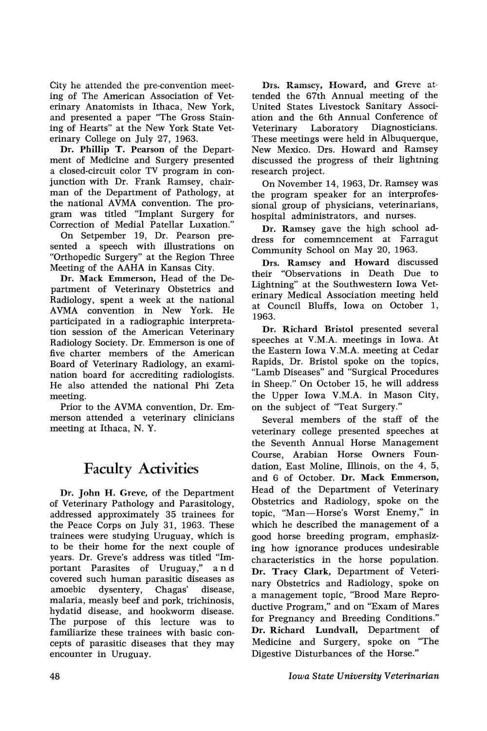City he attended the pre-convention meeting of The American Association of Veterinary Anatomists in Ithaca, New York, and presented a paper "The Gross Staining of Hearts" at the New York State Veterinary College on July 27, 1963.

**Dr. Phillip T. Pearson** of the Department of Medicine and Surgery presented a closed-circuit color TV program in conjunction with Dr. Frank Ramsey, chairman of the Department of Pathology, at the national AVMA convention. The program was titled "Implant Surgery for Correction of Medial Patellar Luxation."

On Setpember 19, Dr. Pearson presented a speech with illustrations on "Orthopedic Surgery" at the Region Three Meeting of the AAHA in Kansas City.

**Dr. Mack Emmerson,** Head of the Department of Veterinary Obstetrics and Radiology, spent a week at the national AVMA convention in New York. He participated in a radiographic interpretation session of the American Veterinary Radiology Society. Dr. Emmerson is one of five charter members of the American Board of Veterinary Radiology, an examination board for accrediting radiologists. He also attended the national Phi Zeta meeting.

Prior to the AVMA convention, Dr. Emmerson attended a veterinary clinicians meeting at Ithaca, N. Y.

# Faculty Activities

**Dr. John H. Greve,** of the Department of Veterinary Pathology and Parasitology, addressed approximately 35 trainees for the Peace Corps on July 31, 1963. These trainees were studying Uruguay, which is to be their home for the next couple of years. Dr. Greve's address was titled "Important Parasites of Uruguay," and covered such human parasitic diseases as amoebic dysentery, Chagas' disease, malaria, measly beef and pork, trichinosis, hydatid disease, and hookworm disease. The purpose of this lecture was to familiarize these trainees with basic concepts of parasitic diseases that they may encounter in Uruguay.

**Drs. Ramsey, Howard,** and **Greve** attended the 67th Annual meeting of the United States Livestock Sanitary Association and the 6th Annual Conference of Veterinary Laboratory Diagnosticians. These meetings were held in Albuquerque, New Mexico. Drs. Howard and Ramsey discussed the progress of their lightning research project.

On November 14, 1963, Dr. Ramsey was the program speaker for an interprofessional group of physicians, veterinarians, hospital administrators, and nurses.

**Dr. Ramsey** gave the high school address for comemncement at Farragut Community School on May 20, 1963.

**Drs. Ramsey** and **Howard** discussed their "Observations in Death Due to Lightning" at the Southwestern Iowa Veterinary Medical Association meeting held at Council Bluffs, Iowa on October 1, 1963.

**Dr. Richard Bristol** presented several speeches at V.M.A. meetings in Iowa. At the Eastern Iowa V.M.A. meeting at Cedar Rapids, Dr. Bristol spoke on the topics, "Lamb Diseases" and "Surgical Procedures in Sheep." On October 15, he will address the Upper Iowa V.M.A. in Mason City, on the subject of "Teat Surgery."

Several members of the staff of the veterinary college presented speeches at the Seventh Annual Horse Management Course, Arabian Horse Owners Foundation, East Moline, Illinois, on the 4, 5, and 6 of October. **Dr. Mack Emmerson,** Head of the Department of Veterinary Obstetrics and Radiology, spoke on the topic, "Man—Horse's Worst Enemy," in which he described the management of a good horse breeding program, emphasizing how ignorance produces undesirable characteristics in the horse population. **Dr. Tracy Clark,** Department of Veterinary Obstetrics and Radiology, spoke on a management topic, "Brood Mare Reproductive Program," and on "Exam of Mares for Pregnancy and Breeding Conditions." **Dr. Richard Lundvall,** Department of Medicine and Surgery, spoke on "The Digestive Disturbances of the Horse."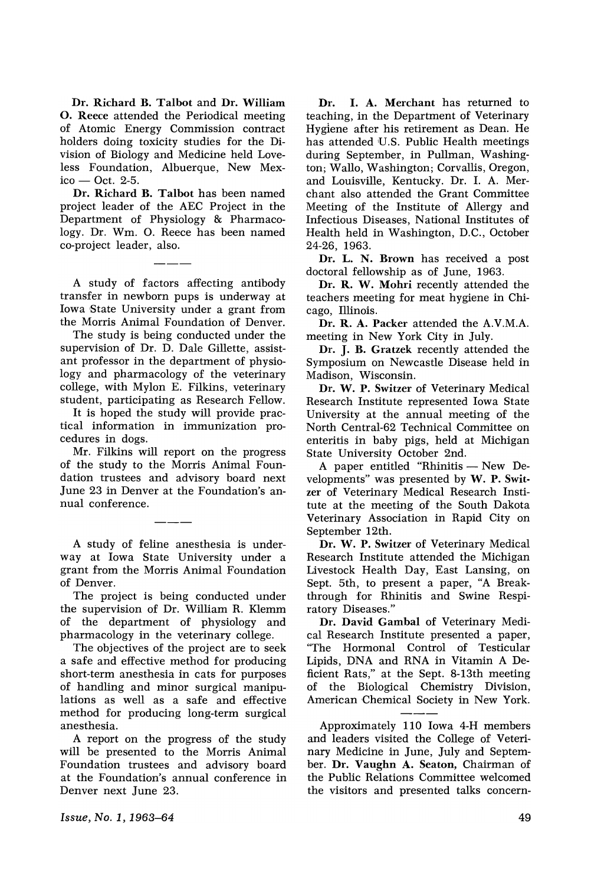**Dr. Richard B. Talbot** and **Dr. William O. Reece** attended the Periodical meeting of Atomic Energy Commission contract holders doing toxicity studies for the Division of Biology and Medicine held Loveless Foundation, Albuerque, New Mexico — Oct. 2-5.

**Dr. Richard B. Talbot** has been named project leader of the AEC Project in the Department of Physiology & Pharmacology. Dr. Wm. O. Reece has been named co-project leader, also.

---

A study of factors affecting antibody transfer in newborn pups is underway at Iowa State University under a grant from the Morris Animal Foundation of Denver.

The study is being conducted under the supervision of Dr. D. Dale Gillette, assistant professor in the department of physiology and pharmacology of the veterinary college, with Mylon E. Filkins, veterinary student, participating as Research Fellow.

It is hoped the study will provide practical information in immunization procedures in dogs.

Mr. Filkins will report on the progress of the study to the Morris Animal Foundation trustees and advisory board next June 23 in Denver at the Foundation's annual conference.

---

A study of feline anesthesia is underway at Iowa State University under a grant from the Morris Animal Foundation of Denver.

The project is being conducted under the supervision of Dr. William R. Klemm of the department of physiology and pharmacology in the veterinary college.

The objectives of the project are to seek a safe and effective method for producing short-term anesthesia in cats for purposes of handling and minor surgical manipulations as well as a safe and effective method for producing long-term surgical anesthesia.

A report on the progress of the study will be presented to the Morris Animal Foundation trustees and advisory board at the Foundation's annual conference in Denver next June 23.

**Dr. I. A. Merchant** has returned to teaching, in the Department of Veterinary Hygiene after his retirement as Dean. He has attended U.S. Public Health meetings during September, in Pullman, Washington; Wallo, Washington; Corvallis, Oregon, and Louisville, Kentucky. Dr. I. A. Merchant also attended the Grant Committee Meeting of the Institute of Allergy and Infectious Diseases, National Institutes of Health held in Washington, D.C., October 24-26, 1963.

**Dr. L. N. Brown** has received a post doctoral fellowship as of June, 1963.

**Dr. R. W. Mohri** recently attended the teachers meeting for meat hygiene in Chicago, Illinois.

**Dr. R. A. Packer** attended the A.V.M.A. meeting in New York City in July.

**Dr. J. B. Gratzek** recently attended the Symposium on Newcastle Disease held in Madison, Wisconsin.

**Dr. W. P. Switzer** of Veterinary Medical Research Institute represented Iowa State University at the annual meeting of the North Central-62 Technical Committee on enteritis in baby pigs, held at Michigan State University October 2nd.

A paper entitled "Rhinitis — New Developments" was presented by **W. P. Switzer** of Veterinary Medical Research Institute at the meeting of the South Dakota Veterinary Association in Rapid City on September 12th.

**Dr. W. P. Switzer** of Veterinary Medical Research Institute attended the Michigan Livestock Health Day, East Lansing, on Sept. 5th, to present a paper, "A Breakthrough for Rhinitis and Swine Respiratory Diseases."

**Dr. David Gambal** of Veterinary Medical Research Institute presented a paper, "The Hormonal Control of Testicular Lipids, DNA and RNA in Vitamin A Deficient Rats," at the Sept. 8-13th meeting of the Biological Chemistry Division, American Chemical Society in New York.

---

Approximately 110 Iowa 4-H members and leaders visited the College of Veterinary Medicine in June, July and September. **Dr. Vaughn A. Seaton,** Chairman of the Public Relations Committee welcomed the visitors and presented talks concern-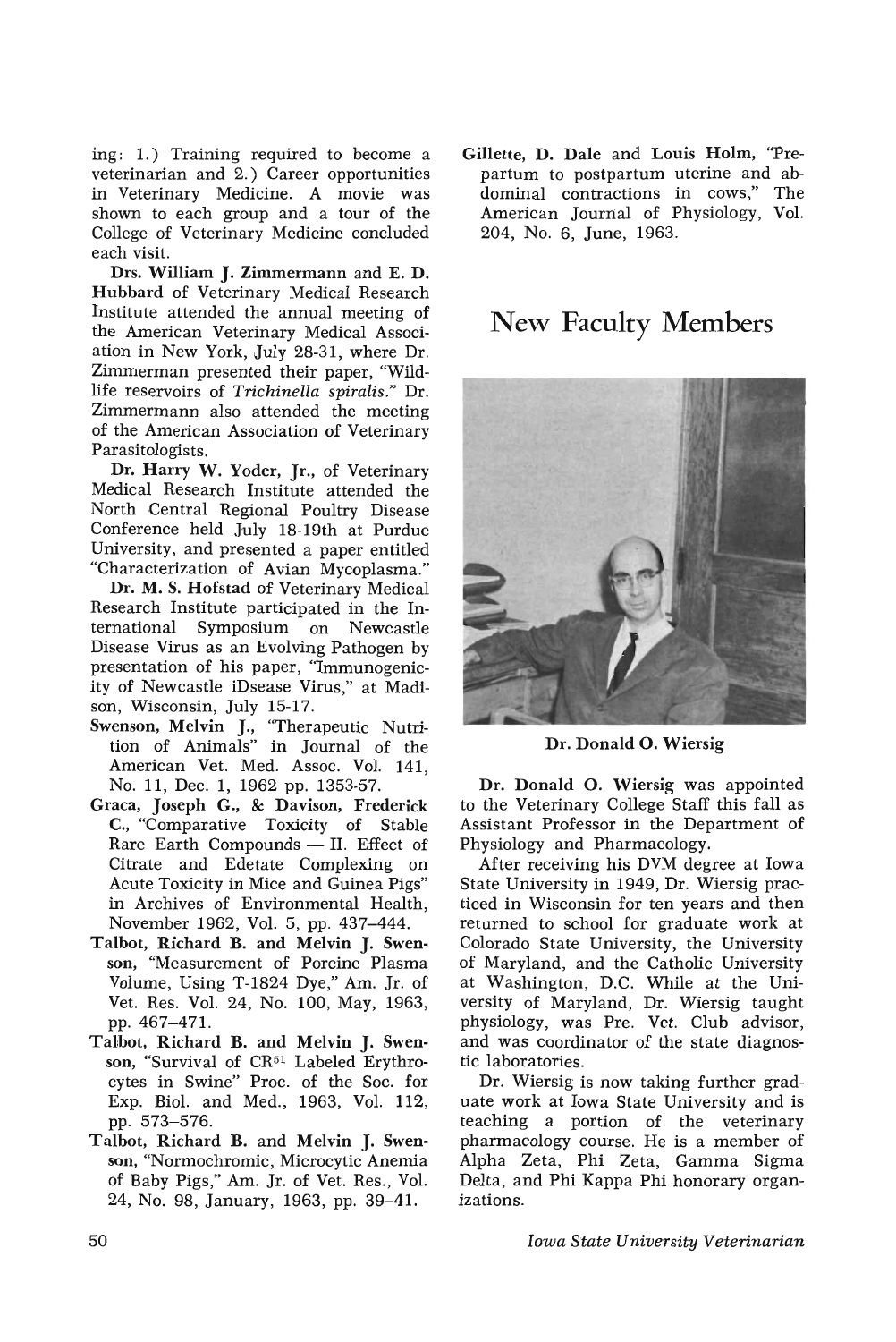ing: 1.) Training required to become a veterinarian and 2.) Career opportunities in Veterinary Medicine. A movie was shown to each group and a tour of the College of Veterinary Medicine concluded each visit.

**Drs. William J. Zimmermann** and **E. D. Hubbard** of Veterinary Medical Research Institute attended the annual meeting of the American Veterinary Medical Association in New York, July 28-31, where Dr. Zimmerman presented their paper, "Wildlife reservoirs of *Trichinella spiralis.*" Dr. Zimmermann also attended the meeting of the American Association of Veterinary Parasitologists.

**Dr. Harry W. Yoder, Jr.,** of Veterinary Medical Research Institute attended the North Central Regional Poultry Disease Conference held July 18-19th at Purdue University, and presented a paper entitled "Characterization of Avian Mycoplasma."

**Dr. M. S. Hofstad** of Veterinary Medical Research Institute participated in the International Symposium on Newcastle Disease Virus as an Evolving Pathogen by presentation of his paper, "Immunogenicity of Newcastle iDsease Virus," at Madison, Wisconsin, July 15-17.

**Swenson, Melvin J.,** "Therapeutic Nutrition of Animals" in Journal of the American Vet. Med. Assoc. Vol. 141, No. 11, Dec. 1, 1962 pp. 1353-57.

**Graca, Joseph G., & Davison, Frederick C.,** "Comparative Toxicity of Stable Rare Earth Compounds — II. Effect of Citrate and Edetate Complexing on Acute Toxicity in Mice and Guinea Pigs" in Archives of Environmental Health, November 1962, Vol. 5, pp. 437–444.

**Talbot, Richard B. and Melvin J. Swenson,** "Measurement of Porcine Plasma Volume, Using T-1824 Dye," Am. Jr. of Vet. Res. Vol. 24, No. 100, May, 1963, pp. 467–471.

**Talbot, Richard B. and Melvin J. Swenson,** "Survival of $CR^{51}$ Labeled Erythrocytes in Swine" Proc. of the Soc. for Exp. Biol. and Med., 1963, Vol. 112, pp. 573–576.

**Talbot, Richard B.** and **Melvin J. Swenson,** "Normochromic, Microcytic Anemia of Baby Pigs," Am. Jr. of Vet. Res., Vol. 24, No. 98, January, 1963, pp. 39–41.

**Gillette, D. Dale** and **Louis Holm,** "Prepartum to postpartum uterine and abdominal contractions in cows," The American Journal of Physiology, Vol. 204, No. 6, June, 1963.

# New Faculty Members

Dr. Donald O. Wiersig

**Dr. Donald O. Wiersig** was appointed to the Veterinary College Staff this fall as Assistant Professor in the Department of Physiology and Pharmacology.

After receiving his DVM degree at Iowa State University in 1949, Dr. Wiersig practiced in Wisconsin for ten years and then returned to school for graduate work at Colorado State University, the University of Maryland, and the Catholic University at Washington, D.C. While at the University of Maryland, Dr. Wiersig taught physiology, was Pre. Vet. Club advisor, and was coordinator of the state diagnostic laboratories.

Dr. Wiersig is now taking further graduate work at Iowa State University and is teaching a portion of the veterinary pharmacology course. He is a member of Alpha Zeta, Phi Zeta, Gamma Sigma Delta, and Phi Kappa Phi honorary organizations.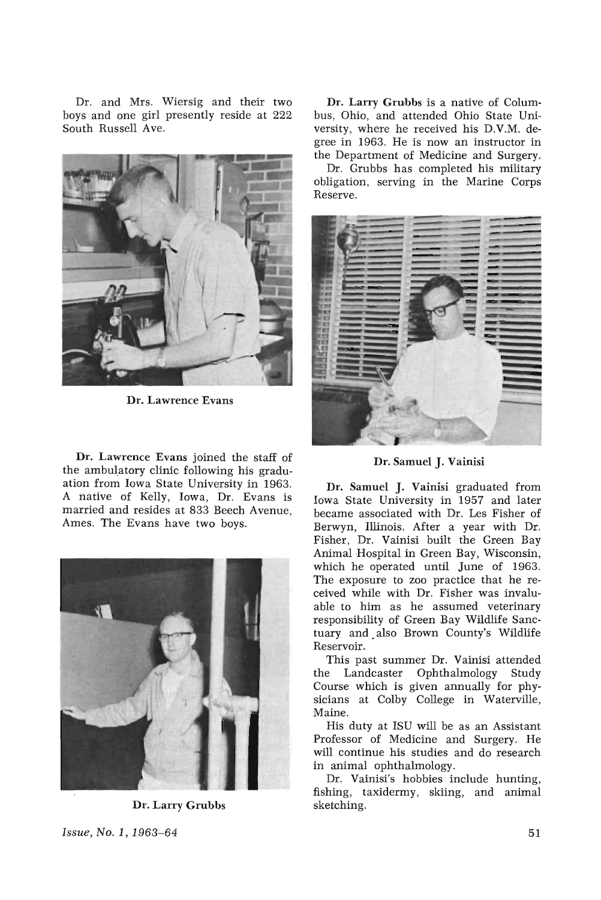Dr. and Mrs. Wiersig and their two boys and one girl presently reside at 222 South Russell Ave.

Dr. Lawrence Evans

**Dr. Lawrence Evans** joined the staff of the ambulatory clinic following his graduation from Iowa State University in 1963. A native of Kelly, Iowa, Dr. Evans is married and resides at 833 Beech Avenue, Ames. The Evans have two boys.

Dr. Larry Grubbs

**Dr. Larry Grubbs** is a native of Columbus, Ohio, and attended Ohio State University, where he received his D.V.M. degree in 1963. He is now an instructor in the Department of Medicine and Surgery.

Dr. Grubbs has completed his military obligation, serving in the Marine Corps Reserve.

Dr. Samuel J. Vainisi

**Dr. Samuel J. Vainisi** graduated from Iowa State University in 1957 and later became associated with Dr. Les Fisher of Berwyn, Illinois. After a year with Dr. Fisher, Dr. Vainisi built the Green Bay Animal Hospital in Green Bay, Wisconsin, which he operated until June of 1963. The exposure to zoo practice that he received while with Dr. Fisher was invaluable to him as he assumed veterinary responsibility of Green Bay Wildlife Sanctuary and also Brown County's Wildlife Reservoir.

This past summer Dr. Vainisi attended the Landcaster Ophthalmology Study Course which is given annually for physicians at Colby College in Waterville, Maine.

His duty at ISU will be as an Assistant Professor of Medicine and Surgery. He will continue his studies and do research in animal ophthalmology.

Dr. Vainisi's hobbies include hunting, fishing, taxidermy, skiing, and animal sketching.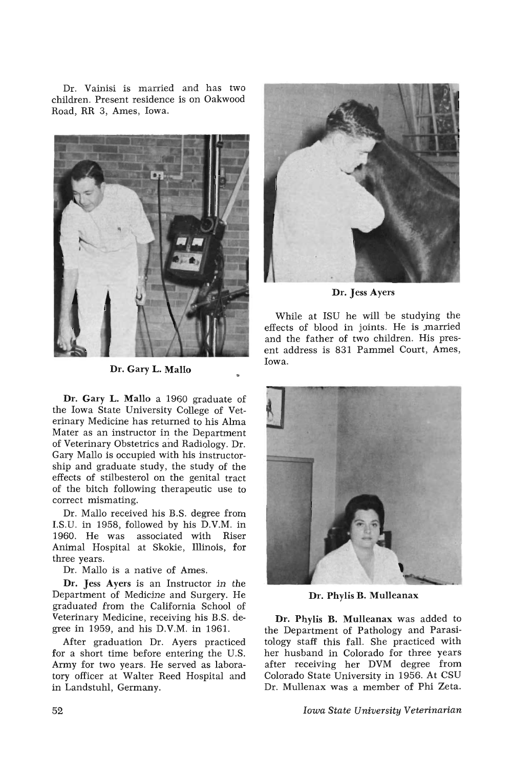Dr. Vainisi is married and has two children. Present residence is on Oakwood Road, RR 3, Ames, Iowa.

**Dr. Gary L. Mallo**

**Dr. Gary L. Mallo** a 1960 graduate of the Iowa State University College of Veterinary Medicine has returned to his Alma Mater as an instructor in the Department of Veterinary Obstetrics and Radiology. Dr. Gary Mallo is occupied with his instructorship and graduate study, the study of the effects of stilbesterol on the genital tract of the bitch following therapeutic use to correct mismating.

Dr. Mallo received his B.S. degree from I.S.U. in 1958, followed by his D.V.M. in 1960. He was associated with Riser Animal Hospital at Skokie, Illinois, for three years.

Dr. Mallo is a native of Ames.

**Dr. Jess Ayers** is an Instructor in the Department of Medicine and Surgery. He graduated from the California School of Veterinary Medicine, receiving his B.S. degree in 1959, and his D.V.M. in 1961.

After graduation Dr. Ayers practiced for a short time before entering the U.S. Army for two years. He served as laboratory officer at Walter Reed Hospital and in Landstuhl, Germany.

**Dr. Jess Ayers**

While at ISU he will be studying the effects of blood in joints. He is married and the father of two children. His present address is 831 Pammel Court, Ames, Iowa.

**Dr. Phylis B. Mulleanax**

**Dr. Phylis B. Mulleanax** was added to the Department of Pathology and Parasitology staff this fall. She practiced with her husband in Colorado for three years after receiving her DVM degree from Colorado State University in 1956. At CSU Dr. Mullenax was a member of Phi Zeta.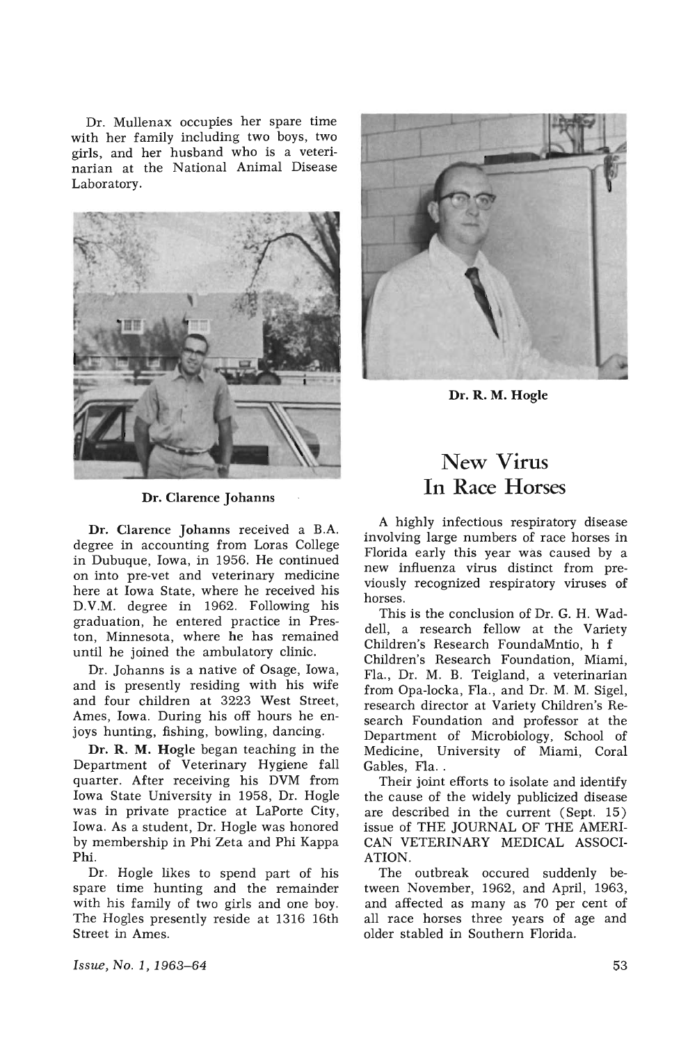Dr. Mullenax occupies her spare time with her family including two boys, two girls, and her husband who is a veterinarian at the National Animal Disease Laboratory.

**Dr. Clarence Johanns**

**Dr. Clarence Johanns** received a B.A. degree in accounting from Loras College in Dubuque, Iowa, in 1956. He continued on into pre-vet and veterinary medicine here at Iowa State, where he received his D.V.M. degree in 1962. Following his graduation, he entered practice in Preston, Minnesota, where he has remained until he joined the ambulatory clinic.

Dr. Johanns is a native of Osage, Iowa, and is presently residing with his wife and four children at 3223 West Street, Ames, Iowa. During his off hours he enjoys hunting, fishing, bowling, dancing.

**Dr. R. M. Hogle** began teaching in the Department of Veterinary Hygiene fall quarter. After receiving his DVM from Iowa State University in 1958, Dr. Hogle was in private practice at LaPorte City, Iowa. As a student, Dr. Hogle was honored by membership in Phi Zeta and Phi Kappa Phi.

Dr. Hogle likes to spend part of his spare time hunting and the remainder with his family of two girls and one boy. The Hogles presently reside at 1316 16th Street in Ames.

**Dr. R. M. Hogle**

# New Virus In Race Horses

A highly infectious respiratory disease involving large numbers of race horses in Florida early this year was caused by a new influenza virus distinct from previously recognized respiratory viruses of horses.

This is the conclusion of Dr. G. H. Waddell, a research fellow at the Variety Children's Research FoundaMntio, h f Children's Research Foundation, Miami, Fla., Dr. M. B. Teigland, a veterinarian from Opa-locka, Fla., and Dr. M. M. Sigel, research director at Variety Children's Research Foundation and professor at the Department of Microbiology, School of Medicine, University of Miami, Coral Gables, Fla. .

Their joint efforts to isolate and identify the cause of the widely publicized disease are described in the current (Sept. 15) issue of THE JOURNAL OF THE AMERICAN VETERINARY MEDICAL ASSOCIATION.

The outbreak occured suddenly between November, 1962, and April, 1963, and affected as many as 70 per cent of all race horses three years of age and older stabled in Southern Florida.